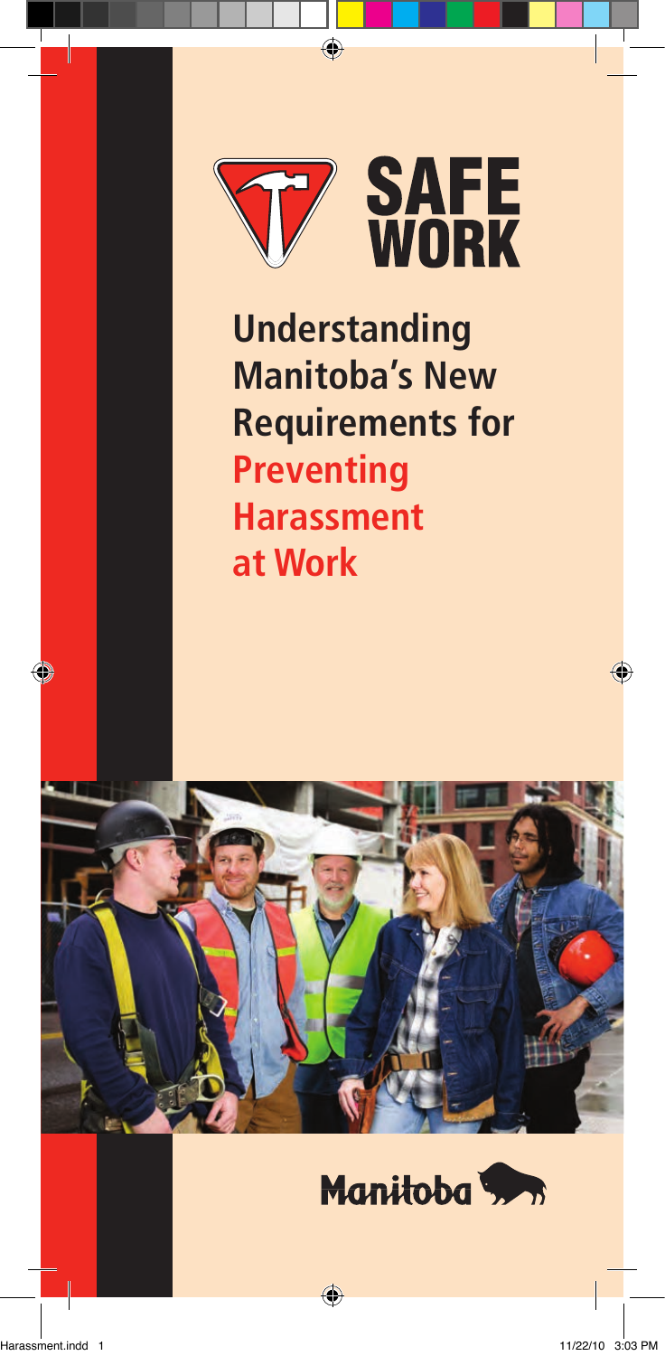SAFE WORK

# Understanding Manitoba's New Requirements for Preventing Harassment at Work

Manitoba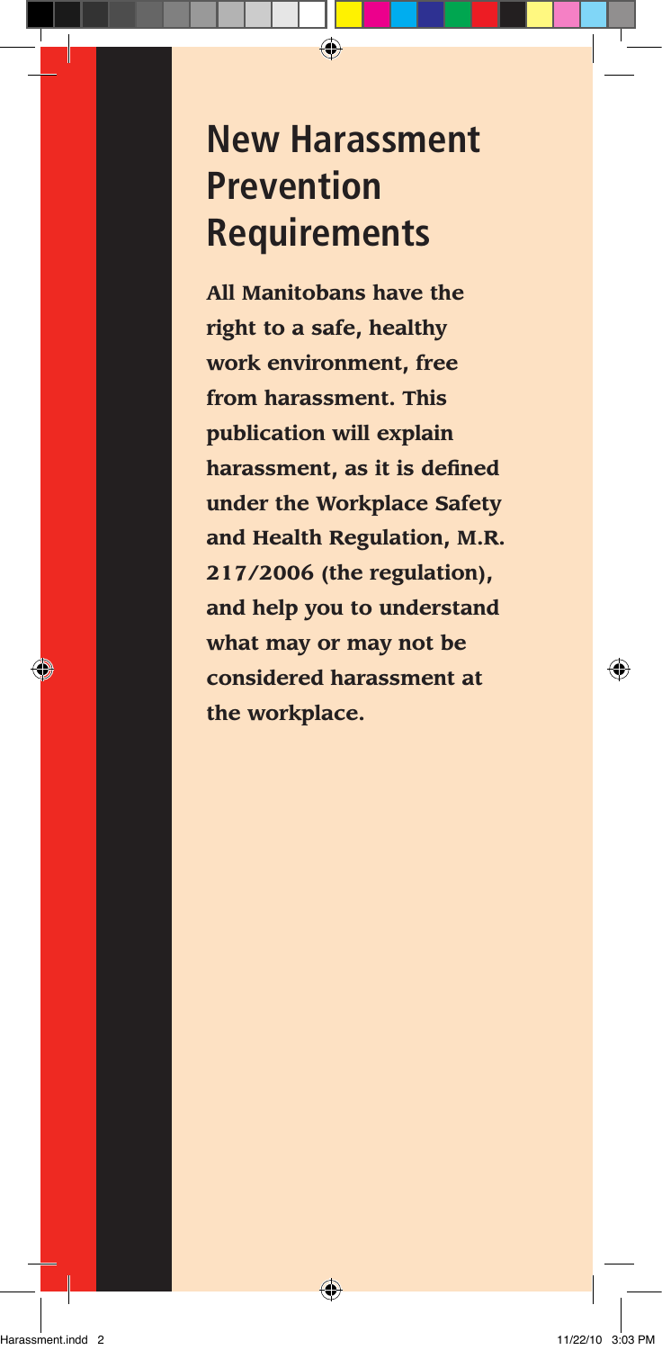# New Harassment Prevention Requirements

**All Manitobans have the right to a safe, healthy work environment, free from harassment. This publication will explain harassment, as it is defined under the Workplace Safety and Health Regulation, M.R. 217/2006 (the regulation), and help you to understand what may or may not be considered harassment at the workplace.**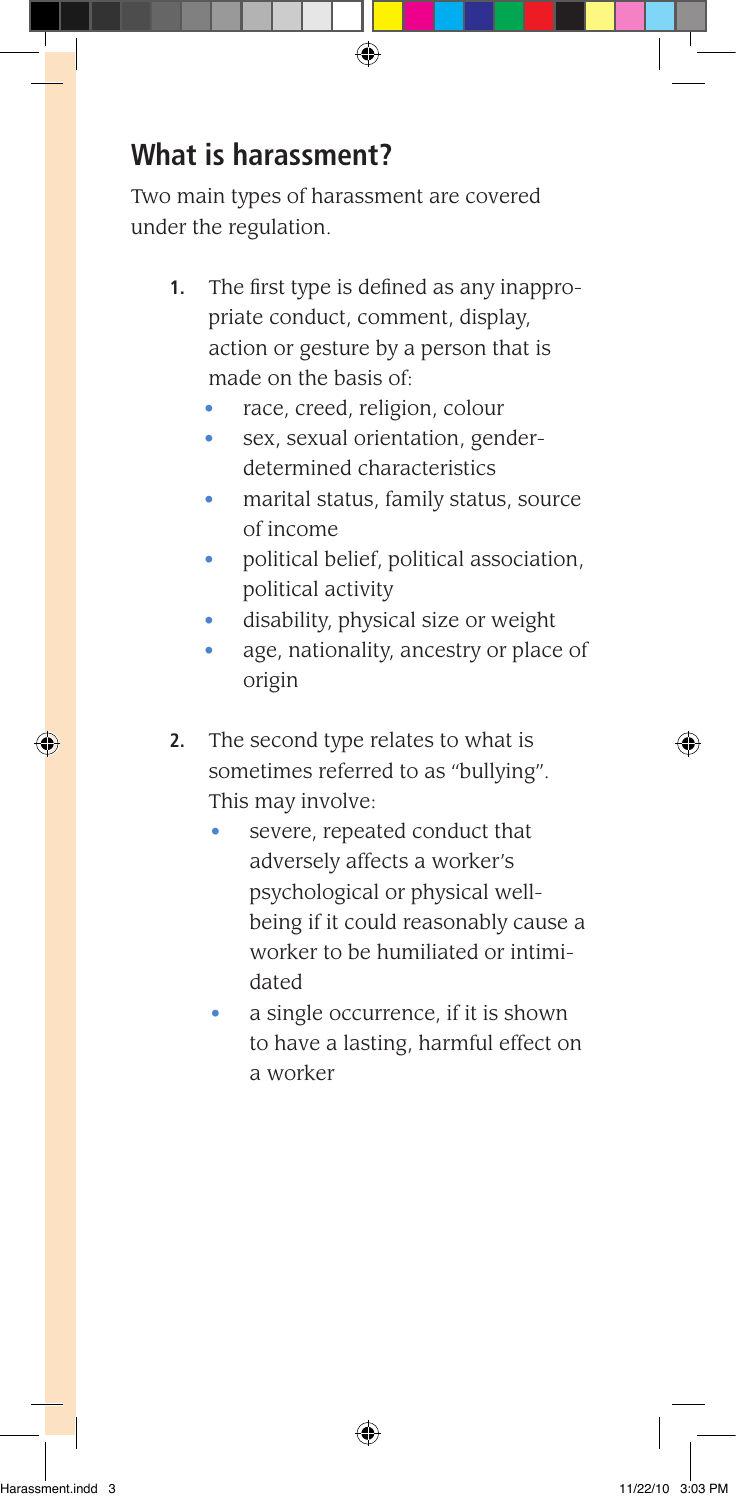## What is harassment?

Two main types of harassment are covered under the regulation.

1. The first type is defined as any inappropriate conduct, comment, display, action or gesture by a person that is made on the basis of:
   - race, creed, religion, colour
   - sex, sexual orientation, gender-determined characteristics
   - marital status, family status, source of income
   - political belief, political association, political activity
   - disability, physical size or weight
   - age, nationality, ancestry or place of origin
2. The second type relates to what is sometimes referred to as "bullying". This may involve:
   - severe, repeated conduct that adversely affects a worker's psychological or physical well-being if it could reasonably cause a worker to be humiliated or intimidated
   - a single occurrence, if it is shown to have a lasting, harmful effect on a worker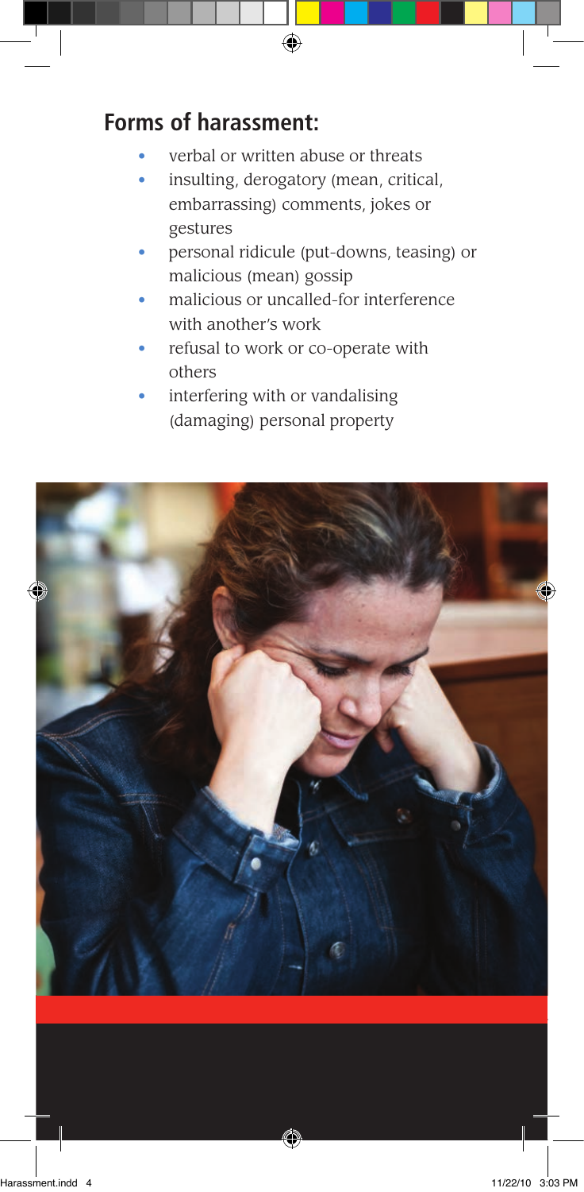## Forms of harassment:

- verbal or written abuse or threats
- insulting, derogatory (mean, critical, embarrassing) comments, jokes or gestures
- personal ridicule (put-downs, teasing) or malicious (mean) gossip
- malicious or uncalled-for interference with another's work
- refusal to work or co-operate with others
- interfering with or vandalising (damaging) personal property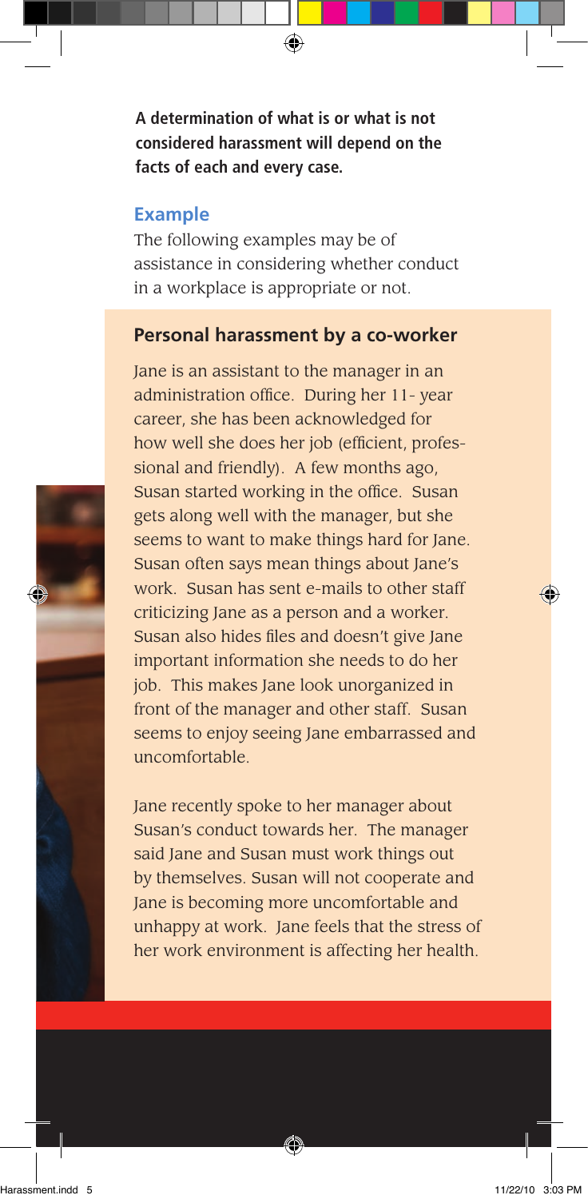**A determination of what is or what is not considered harassment will depend on the facts of each and every case.**

## Example

The following examples may be of assistance in considering whether conduct in a workplace is appropriate or not.

### Personal harassment by a co-worker

Jane is an assistant to the manager in an administration office. During her 11- year career, she has been acknowledged for how well she does her job (efficient, professional and friendly). A few months ago, Susan started working in the office. Susan gets along well with the manager, but she seems to want to make things hard for Jane. Susan often says mean things about Jane's work. Susan has sent e-mails to other staff criticizing Jane as a person and a worker. Susan also hides files and doesn't give Jane important information she needs to do her job. This makes Jane look unorganized in front of the manager and other staff. Susan seems to enjoy seeing Jane embarrassed and uncomfortable.

Jane recently spoke to her manager about Susan's conduct towards her. The manager said Jane and Susan must work things out by themselves. Susan will not cooperate and Jane is becoming more uncomfortable and unhappy at work. Jane feels that the stress of her work environment is affecting her health.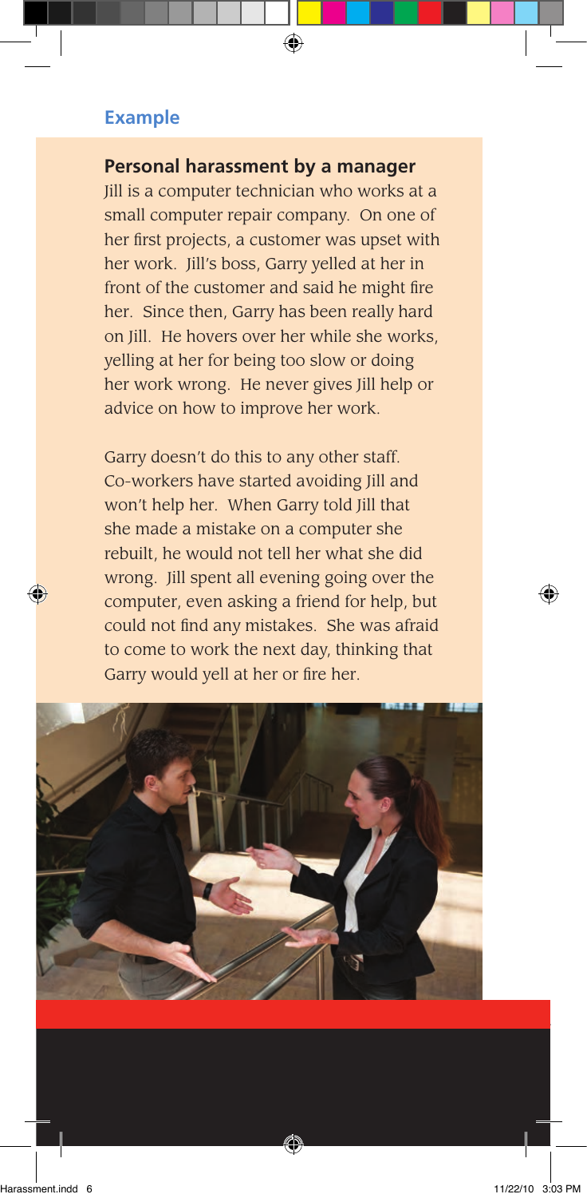## Example

### Personal harassment by a manager

Jill is a computer technician who works at a small computer repair company. On one of her first projects, a customer was upset with her work. Jill's boss, Garry yelled at her in front of the customer and said he might fire her. Since then, Garry has been really hard on Jill. He hovers over her while she works, yelling at her for being too slow or doing her work wrong. He never gives Jill help or advice on how to improve her work.

Garry doesn't do this to any other staff. Co-workers have started avoiding Jill and won't help her. When Garry told Jill that she made a mistake on a computer she rebuilt, he would not tell her what she did wrong. Jill spent all evening going over the computer, even asking a friend for help, but could not find any mistakes. She was afraid to come to work the next day, thinking that Garry would yell at her or fire her.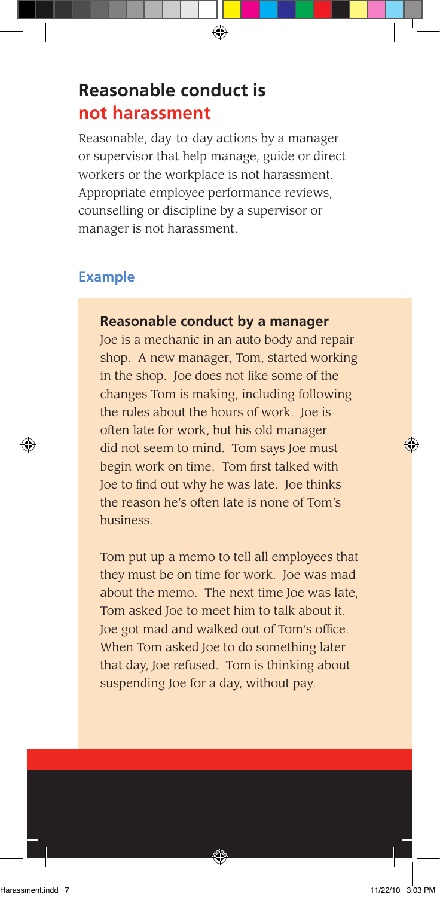# Reasonable conduct is not harassment

Reasonable, day-to-day actions by a manager or supervisor that help manage, guide or direct workers or the workplace is not harassment. Appropriate employee performance reviews, counselling or discipline by a supervisor or manager is not harassment.

## Example

### Reasonable conduct by a manager

Joe is a mechanic in an auto body and repair shop. A new manager, Tom, started working in the shop. Joe does not like some of the changes Tom is making, including following the rules about the hours of work. Joe is often late for work, but his old manager did not seem to mind. Tom says Joe must begin work on time. Tom first talked with Joe to find out why he was late. Joe thinks the reason he's often late is none of Tom's business.

Tom put up a memo to tell all employees that they must be on time for work. Joe was mad about the memo. The next time Joe was late, Tom asked Joe to meet him to talk about it. Joe got mad and walked out of Tom's office. When Tom asked Joe to do something later that day, Joe refused. Tom is thinking about suspending Joe for a day, without pay.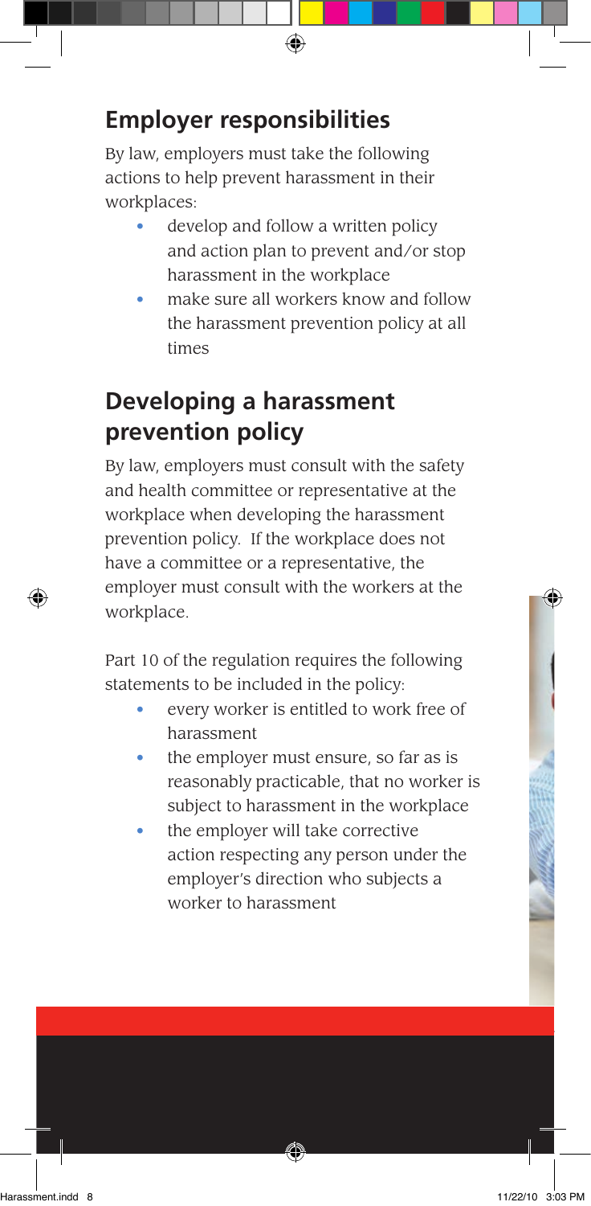## Employer responsibilities

By law, employers must take the following actions to help prevent harassment in their workplaces:

- develop and follow a written policy and action plan to prevent and/or stop harassment in the workplace
- make sure all workers know and follow the harassment prevention policy at all times

## Developing a harassment prevention policy

By law, employers must consult with the safety and health committee or representative at the workplace when developing the harassment prevention policy. If the workplace does not have a committee or a representative, the employer must consult with the workers at the workplace.

Part 10 of the regulation requires the following statements to be included in the policy:

- every worker is entitled to work free of harassment
- the employer must ensure, so far as is reasonably practicable, that no worker is subject to harassment in the workplace
- the employer will take corrective action respecting any person under the employer's direction who subjects a worker to harassment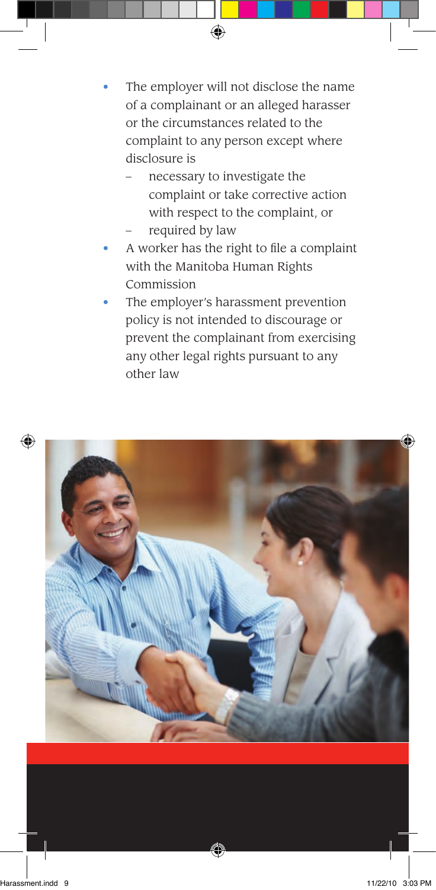- The employer will not disclose the name of a complainant or an alleged harasser or the circumstances related to the complaint to any person except where disclosure is
  - necessary to investigate the complaint or take corrective action with respect to the complaint, or
  - required by law
- A worker has the right to file a complaint with the Manitoba Human Rights Commission
- The employer's harassment prevention policy is not intended to discourage or prevent the complainant from exercising any other legal rights pursuant to any other law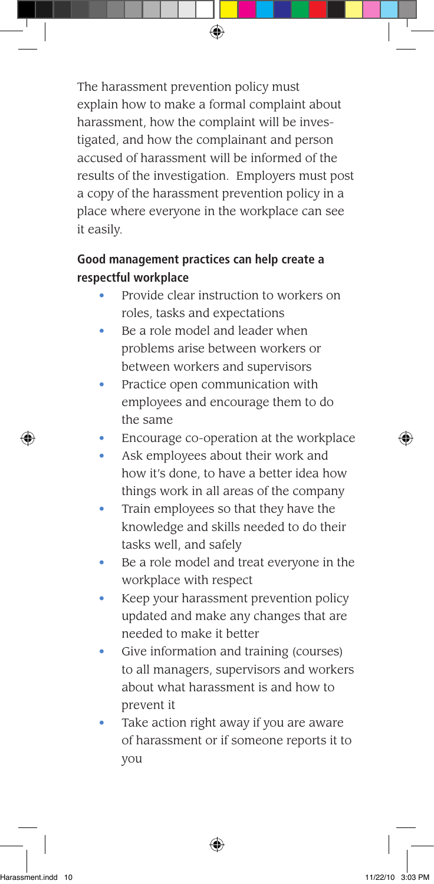The harassment prevention policy must explain how to make a formal complaint about harassment, how the complaint will be investigated, and how the complainant and person accused of harassment will be informed of the results of the investigation. Employers must post a copy of the harassment prevention policy in a place where everyone in the workplace can see it easily.

**Good management practices can help create a respectful workplace**

- Provide clear instruction to workers on roles, tasks and expectations
- Be a role model and leader when problems arise between workers or between workers and supervisors
- Practice open communication with employees and encourage them to do the same
- Encourage co-operation at the workplace
- Ask employees about their work and how it's done, to have a better idea how things work in all areas of the company
- Train employees so that they have the knowledge and skills needed to do their tasks well, and safely
- Be a role model and treat everyone in the workplace with respect
- Keep your harassment prevention policy updated and make any changes that are needed to make it better
- Give information and training (courses) to all managers, supervisors and workers about what harassment is and how to prevent it
- Take action right away if you are aware of harassment or if someone reports it to you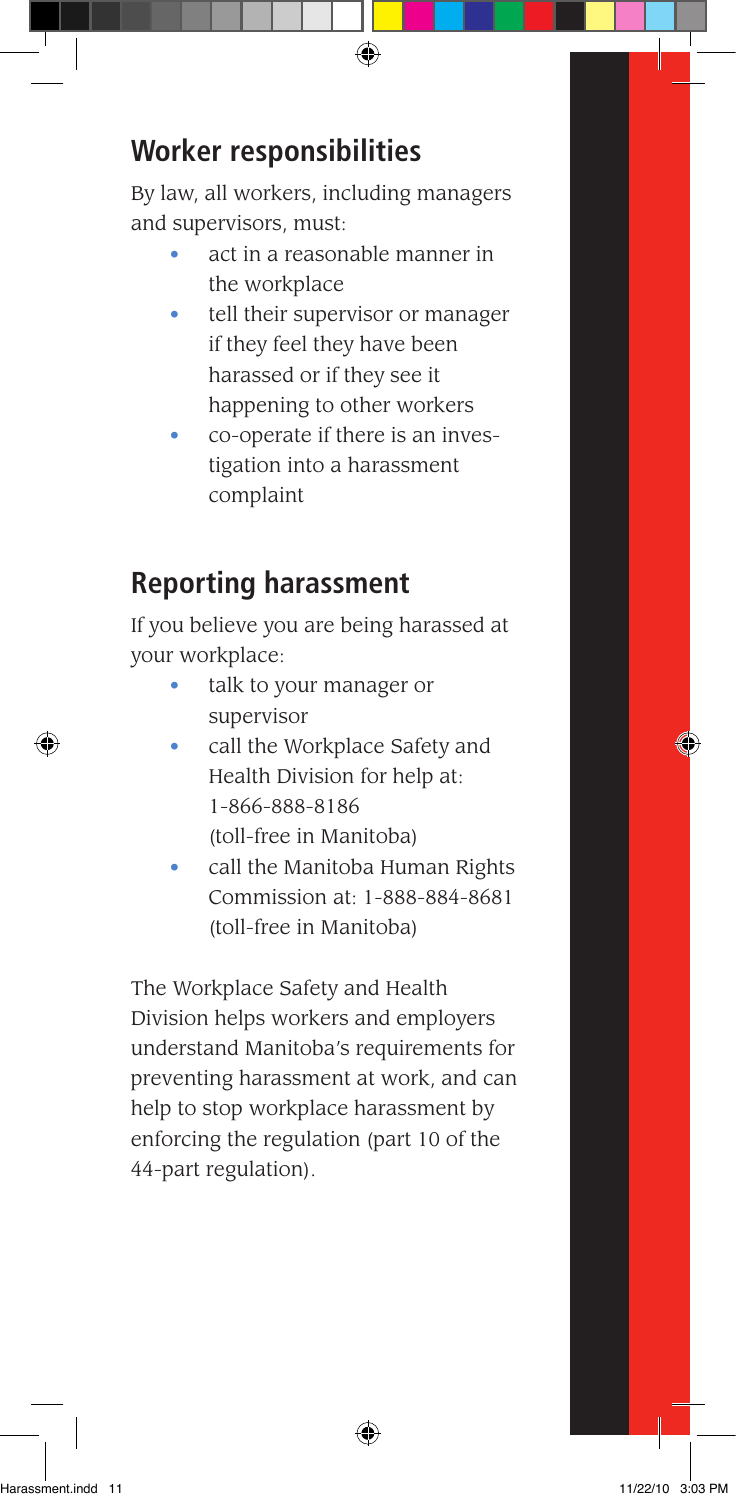## Worker responsibilities

By law, all workers, including managers and supervisors, must:

- act in a reasonable manner in the workplace
- tell their supervisor or manager if they feel they have been harassed or if they see it happening to other workers
- co-operate if there is an investigation into a harassment complaint

## Reporting harassment

If you believe you are being harassed at your workplace:

- talk to your manager or supervisor
- call the Workplace Safety and Health Division for help at: 1-866-888-8186 (toll-free in Manitoba)
- call the Manitoba Human Rights Commission at: 1-888-884-8681 (toll-free in Manitoba)

The Workplace Safety and Health Division helps workers and employers understand Manitoba's requirements for preventing harassment at work, and can help to stop workplace harassment by enforcing the regulation (part 10 of the 44-part regulation).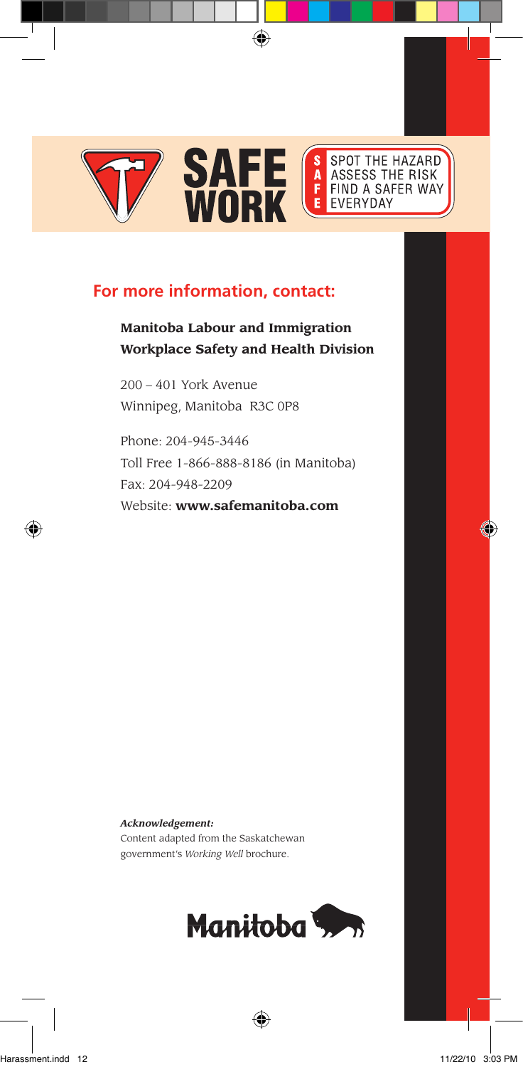SAFE WORK

**S** SPOT THE HAZARD
**A** ASSESS THE RISK
**F** FIND A SAFER WAY
**E** EVERYDAY

## For more information, contact:

**Manitoba Labour and Immigration**
**Workplace Safety and Health Division**

200 – 401 York Avenue
Winnipeg, Manitoba R3C 0P8

Phone: 204-945-3446
Toll Free 1-866-888-8186 (in Manitoba)
Fax: 204-948-2209
Website: **www.safemanitoba.com**

***Acknowledgement:***
Content adapted from the Saskatchewan government's *Working Well* brochure.

Manitoba